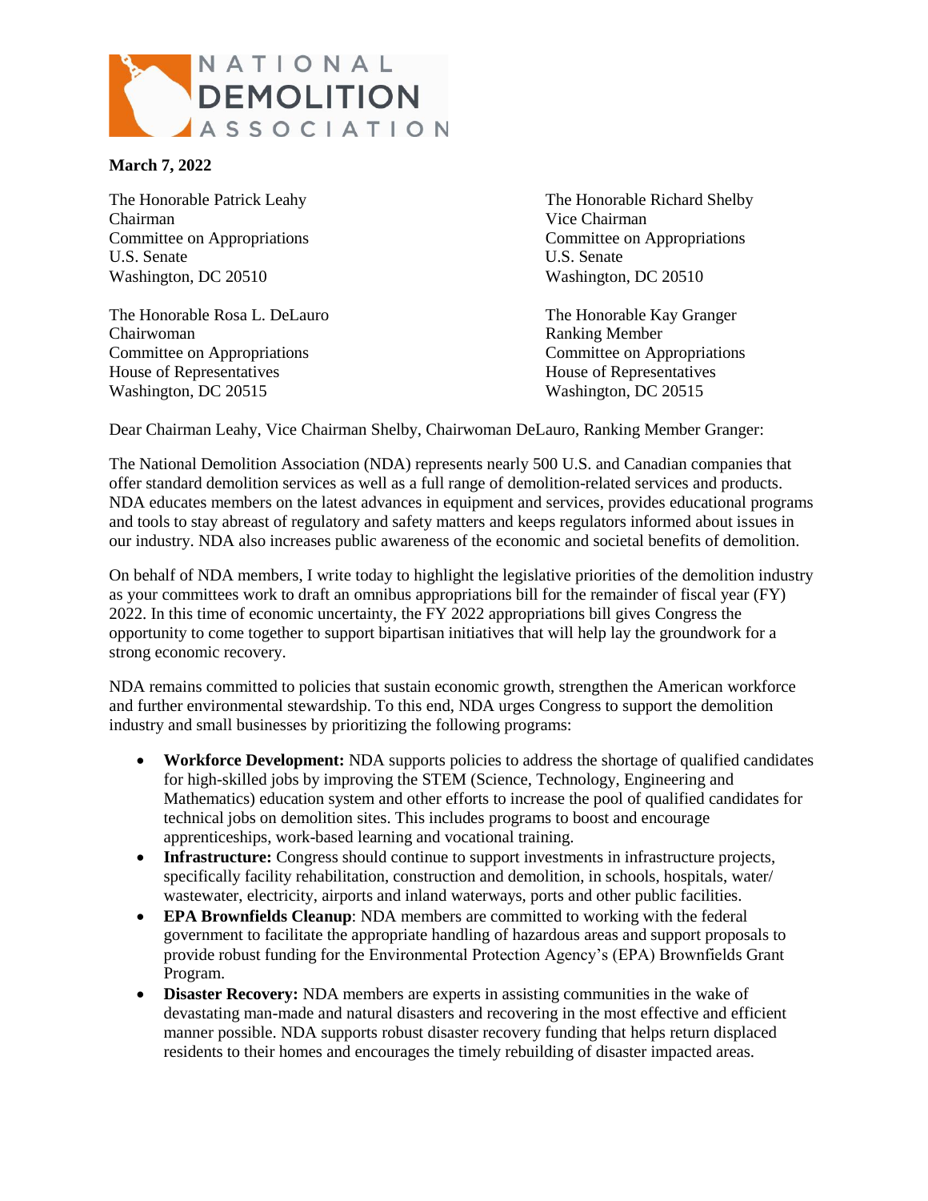NATIONAL DEMOLITION ASSOCIATION

**March 7, 2022**

The Honorable Patrick Leahy
Chairman
Committee on Appropriations
U.S. Senate
Washington, DC 20510

The Honorable Richard Shelby
Vice Chairman
Committee on Appropriations
U.S. Senate
Washington, DC 20510

The Honorable Rosa L. DeLauro
Chairwoman
Committee on Appropriations
House of Representatives
Washington, DC 20515

The Honorable Kay Granger
Ranking Member
Committee on Appropriations
House of Representatives
Washington, DC 20515

Dear Chairman Leahy, Vice Chairman Shelby, Chairwoman DeLauro, Ranking Member Granger:

The National Demolition Association (NDA) represents nearly 500 U.S. and Canadian companies that offer standard demolition services as well as a full range of demolition-related services and products. NDA educates members on the latest advances in equipment and services, provides educational programs and tools to stay abreast of regulatory and safety matters and keeps regulators informed about issues in our industry. NDA also increases public awareness of the economic and societal benefits of demolition.

On behalf of NDA members, I write today to highlight the legislative priorities of the demolition industry as your committees work to draft an omnibus appropriations bill for the remainder of fiscal year (FY) 2022. In this time of economic uncertainty, the FY 2022 appropriations bill gives Congress the opportunity to come together to support bipartisan initiatives that will help lay the groundwork for a strong economic recovery.

NDA remains committed to policies that sustain economic growth, strengthen the American workforce and further environmental stewardship. To this end, NDA urges Congress to support the demolition industry and small businesses by prioritizing the following programs:

- **Workforce Development:** NDA supports policies to address the shortage of qualified candidates for high-skilled jobs by improving the STEM (Science, Technology, Engineering and Mathematics) education system and other efforts to increase the pool of qualified candidates for technical jobs on demolition sites. This includes programs to boost and encourage apprenticeships, work-based learning and vocational training.
- **Infrastructure:** Congress should continue to support investments in infrastructure projects, specifically facility rehabilitation, construction and demolition, in schools, hospitals, water/ wastewater, electricity, airports and inland waterways, ports and other public facilities.
- **EPA Brownfields Cleanup**: NDA members are committed to working with the federal government to facilitate the appropriate handling of hazardous areas and support proposals to provide robust funding for the Environmental Protection Agency's (EPA) Brownfields Grant Program.
- **Disaster Recovery:** NDA members are experts in assisting communities in the wake of devastating man-made and natural disasters and recovering in the most effective and efficient manner possible. NDA supports robust disaster recovery funding that helps return displaced residents to their homes and encourages the timely rebuilding of disaster impacted areas.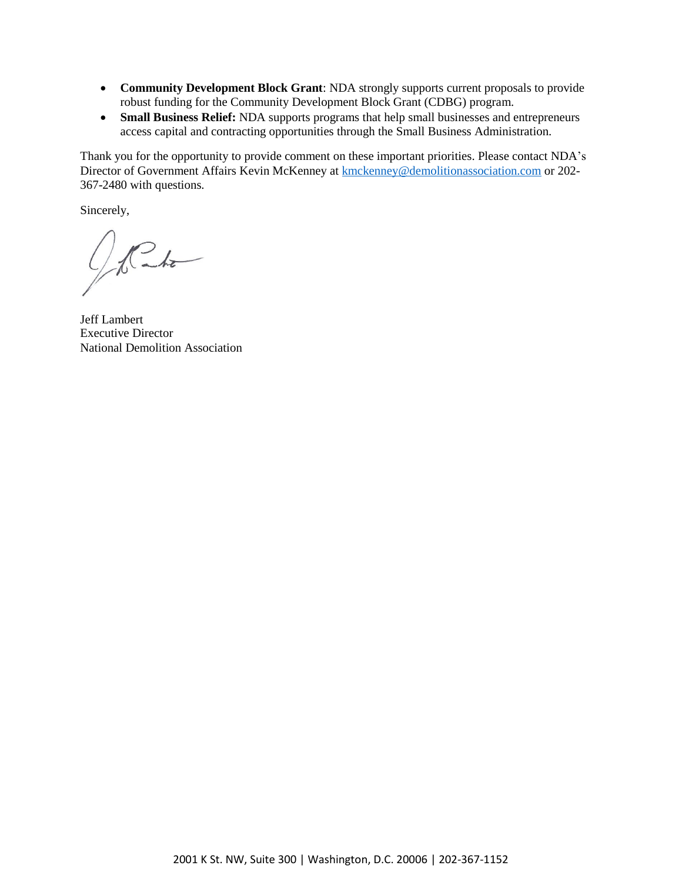- **Community Development Block Grant**: NDA strongly supports current proposals to provide robust funding for the Community Development Block Grant (CDBG) program.
- **Small Business Relief:** NDA supports programs that help small businesses and entrepreneurs access capital and contracting opportunities through the Small Business Administration.

Thank you for the opportunity to provide comment on these important priorities. Please contact NDA's Director of Government Affairs Kevin McKenney at kmckenney@demolitionassociation.com or 202-367-2480 with questions.

Sincerely,

Jeff Lambert
Executive Director
National Demolition Association

2001 K St. NW, Suite 300 | Washington, D.C. 20006 | 202-367-1152